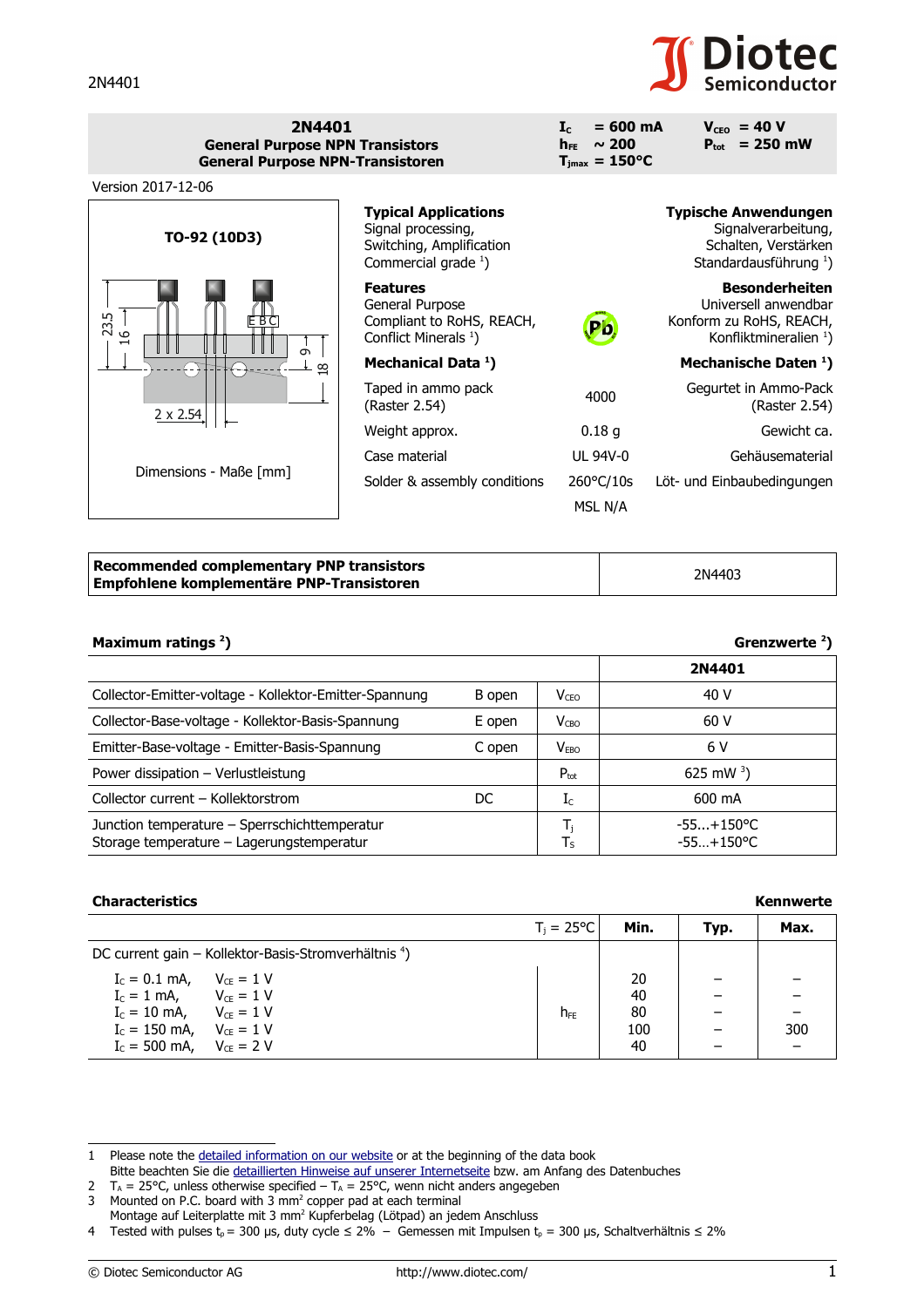# 2N4401

**2N4401**
**General Purpose NPN Transistors**
**General Purpose NPN-Transistoren**

| | |
|---|---|
| $I_C$ = 600 mA | $V_{CEO}$ = 40 V |
| $h_{FE}$ ~ 200 | $P_{tot}$ = 250 mW |
| $T_{jmax}$ = 150°C | |

Version 2017-12-06

**TO-92 (10D3)**

23.5, 16, E B C, 9, 18, 2 x 2.54

Dimensions - Maße [mm]

| **Typical Applications** | | **Typische Anwendungen** |
|---|---|---|
| Signal processing, Switching, Amplification | | Signalverarbeitung, Schalten, Verstärken |
| Commercial grade [1] | | Standardausführung [1] |
| **Features** | | **Besonderheiten** |
| General Purpose | | Universell anwendbar |
| Compliant to RoHS, REACH, Conflict Minerals [1] | | Konform zu RoHS, REACH, Konfliktmineralien [1] |
| **Mechanical Data [1]** | | **Mechanische Daten [1]** |
| Taped in ammo pack (Raster 2.54) | 4000 | Gegurtet in Ammo-Pack (Raster 2.54) |
| Weight approx. | 0.18 g | Gewicht ca. |
| Case material | UL 94V-0 | Gehäusematerial |
| Solder & assembly conditions | 260°C/10s | Löt- und Einbaubedingungen |
| | MSL N/A | |

| **Recommended complementary PNP transistors** **Empfohlene komplementäre PNP-Transistoren** | 2N4403 |
|---|---|

**Maximum ratings [2]** **Grenzwerte [2]**

| | | | **2N4401** |
|---|---|---|---|
| Collector-Emitter-voltage - Kollektor-Emitter-Spannung | B open | $V_{CEO}$ | 40 V |
| Collector-Base-voltage - Kollektor-Basis-Spannung | E open | $V_{CBO}$ | 60 V |
| Emitter-Base-voltage - Emitter-Basis-Spannung | C open | $V_{EBO}$ | 6 V |
| Power dissipation – Verlustleistung | | $P_{tot}$ | 625 mW [3] |
| Collector current – Kollektorstrom | DC | $I_C$ | 600 mA |
| Junction temperature – Sperrschichttemperatur | | $T_j$ | -55...+150°C |
| Storage temperature – Lagerungstemperatur | | $T_S$ | -55…+150°C |

**Characteristics** **Kennwerte**

| | $T_j$ = 25°C | **Min.** | **Typ.** | **Max.** |
|---|---|---|---|---|
| DC current gain – Kollektor-Basis-Stromverhältnis [4] | | | | |
| $I_C$ = 0.1 mA, $V_{CE}$ = 1 V | $h_{FE}$ | 20 | – | – |
| $I_C$ = 1 mA, $V_{CE}$ = 1 V | $h_{FE}$ | 40 | – | – |
| $I_C$ = 10 mA, $V_{CE}$ = 1 V | $h_{FE}$ | 80 | – | – |
| $I_C$ = 150 mA, $V_{CE}$ = 1 V | $h_{FE}$ | 100 | – | 300 |
| $I_C$ = 500 mA, $V_{CE}$ = 2 V | $h_{FE}$ | 40 | – | – |

1 Please note the detailed information on our website or at the beginning of the data book
Bitte beachten Sie die detaillierten Hinweise auf unserer Internetseite bzw. am Anfang des Datenbuches
2 $T_A$ = 25°C, unless otherwise specified – $T_A$ = 25°C, wenn nicht anders angegeben
3 Mounted on P.C. board with 3 mm² copper pad at each terminal
Montage auf Leiterplatte mit 3 mm² Kupferbelag (Lötpad) an jedem Anschluss
4 Tested with pulses $t_p$ = 300 µs, duty cycle ≤ 2% – Gemessen mit Impulsen $t_p$ = 300 µs, Schaltverhältnis ≤ 2%

© Diotec Semiconductor AG http://www.diotec.com/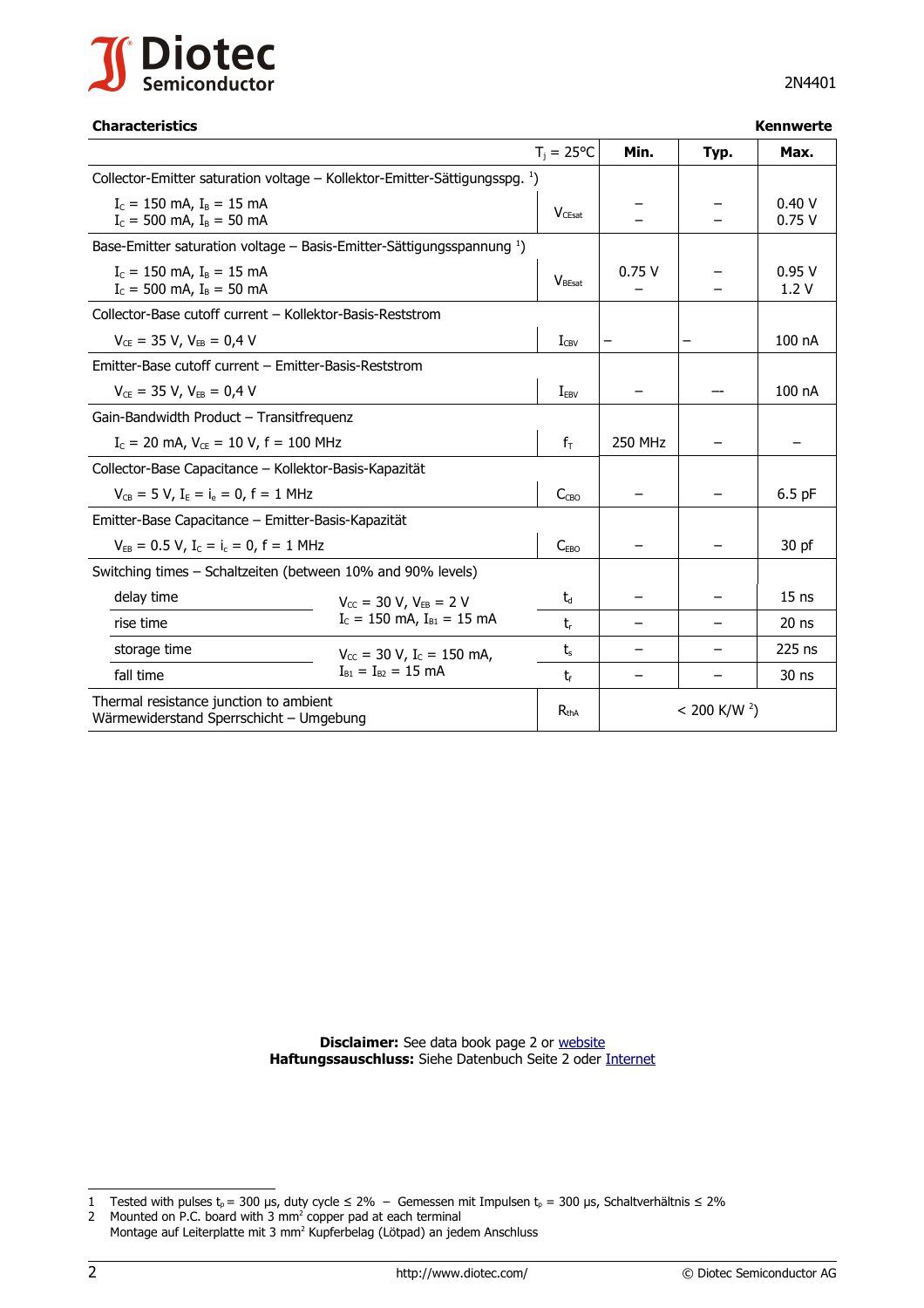**Characteristics** **Kennwerte**

| $T_j = 25°C$ | | Min. | Typ. | Max. |
|---|---|---|---|---|
| Collector-Emitter saturation voltage – Kollektor-Emitter-Sättigungsspg. [1] | | | | |
| $I_C = 150$ mA, $I_B = 15$ mA<br>$I_C = 500$ mA, $I_B = 50$ mA | $V_{CEsat}$ | –<br>– | –<br>– | 0.40 V<br>0.75 V |
| Base-Emitter saturation voltage – Basis-Emitter-Sättigungsspannung [1] | | | | |
| $I_C = 150$ mA, $I_B = 15$ mA<br>$I_C = 500$ mA, $I_B = 50$ mA | $V_{BEsat}$ | 0.75 V<br>– | –<br>– | 0.95 V<br>1.2 V |
| Collector-Base cutoff current – Kollektor-Basis-Reststrom | | | | |
| $V_{CE} = 35$ V, $V_{EB} = 0{,}4$ V | $I_{CBV}$ | – | – | 100 nA |
| Emitter-Base cutoff current – Emitter-Basis-Reststrom | | | | |
| $V_{CE} = 35$ V, $V_{EB} = 0{,}4$ V | $I_{EBV}$ | – | — | 100 nA |
| Gain-Bandwidth Product – Transitfrequenz | | | | |
| $I_C = 20$ mA, $V_{CE} = 10$ V, f = 100 MHz | $f_T$ | 250 MHz | – | – |
| Collector-Base Capacitance – Kollektor-Basis-Kapazität | | | | |
| $V_{CB} = 5$ V, $I_E = i_e = 0$, f = 1 MHz | $C_{CBO}$ | – | – | 6.5 pF |
| Emitter-Base Capacitance – Emitter-Basis-Kapazität | | | | |
| $V_{EB} = 0.5$ V, $I_C = i_c = 0$, f = 1 MHz | $C_{EBO}$ | – | – | 30 pf |
| Switching times – Schaltzeiten (between 10% and 90% levels) | | | | |
| delay time — $V_{CC} = 30$ V, $V_{EB} = 2$ V, $I_C = 150$ mA, $I_{B1} = 15$ mA | $t_d$ | – | – | 15 ns |
| rise time — $V_{CC} = 30$ V, $V_{EB} = 2$ V, $I_C = 150$ mA, $I_{B1} = 15$ mA | $t_r$ | – | – | 20 ns |
| storage time — $V_{CC} = 30$ V, $I_C = 150$ mA, $I_{B1} = I_{B2} = 15$ mA | $t_s$ | – | – | 225 ns |
| fall time — $V_{CC} = 30$ V, $I_C = 150$ mA, $I_{B1} = I_{B2} = 15$ mA | $t_f$ | – | – | 30 ns |
| Thermal resistance junction to ambient<br>Wärmewiderstand Sperrschicht – Umgebung | $R_{thA}$ | < 200 K/W [2] | | |

**Disclaimer:** See data book page 2 or [website](http://www.diotec.com/)
**Haftungssauschluss:** Siehe Datenbuch Seite 2 oder [Internet](http://www.diotec.com/)

1 Tested with pulses $t_p = 300$ µs, duty cycle ≤ 2% – Gemessen mit Impulsen $t_p = 300$ µs, Schaltverhältnis ≤ 2%
2 Mounted on P.C. board with 3 $mm^2$ copper pad at each terminal
Montage auf Leiterplatte mit 3 $mm^2$ Kupferbelag (Lötpad) an jedem Anschluss